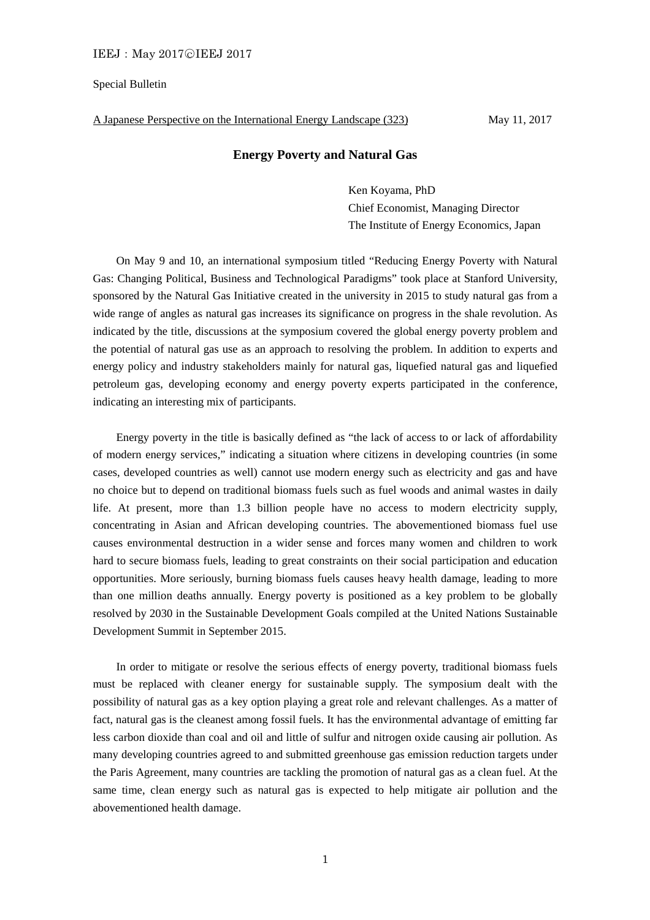IEEJ：May 2017©IEEJ 2017

Special Bulletin

A Japanese Perspective on the International Energy Landscape (323) May 11, 2017

## Energy Poverty and Natural Gas

Ken Koyama, PhD
Chief Economist, Managing Director
The Institute of Energy Economics, Japan

On May 9 and 10, an international symposium titled "Reducing Energy Poverty with Natural Gas: Changing Political, Business and Technological Paradigms" took place at Stanford University, sponsored by the Natural Gas Initiative created in the university in 2015 to study natural gas from a wide range of angles as natural gas increases its significance on progress in the shale revolution. As indicated by the title, discussions at the symposium covered the global energy poverty problem and the potential of natural gas use as an approach to resolving the problem. In addition to experts and energy policy and industry stakeholders mainly for natural gas, liquefied natural gas and liquefied petroleum gas, developing economy and energy poverty experts participated in the conference, indicating an interesting mix of participants.

Energy poverty in the title is basically defined as "the lack of access to or lack of affordability of modern energy services," indicating a situation where citizens in developing countries (in some cases, developed countries as well) cannot use modern energy such as electricity and gas and have no choice but to depend on traditional biomass fuels such as fuel woods and animal wastes in daily life. At present, more than 1.3 billion people have no access to modern electricity supply, concentrating in Asian and African developing countries. The abovementioned biomass fuel use causes environmental destruction in a wider sense and forces many women and children to work hard to secure biomass fuels, leading to great constraints on their social participation and education opportunities. More seriously, burning biomass fuels causes heavy health damage, leading to more than one million deaths annually. Energy poverty is positioned as a key problem to be globally resolved by 2030 in the Sustainable Development Goals compiled at the United Nations Sustainable Development Summit in September 2015.

In order to mitigate or resolve the serious effects of energy poverty, traditional biomass fuels must be replaced with cleaner energy for sustainable supply. The symposium dealt with the possibility of natural gas as a key option playing a great role and relevant challenges. As a matter of fact, natural gas is the cleanest among fossil fuels. It has the environmental advantage of emitting far less carbon dioxide than coal and oil and little of sulfur and nitrogen oxide causing air pollution. As many developing countries agreed to and submitted greenhouse gas emission reduction targets under the Paris Agreement, many countries are tackling the promotion of natural gas as a clean fuel. At the same time, clean energy such as natural gas is expected to help mitigate air pollution and the abovementioned health damage.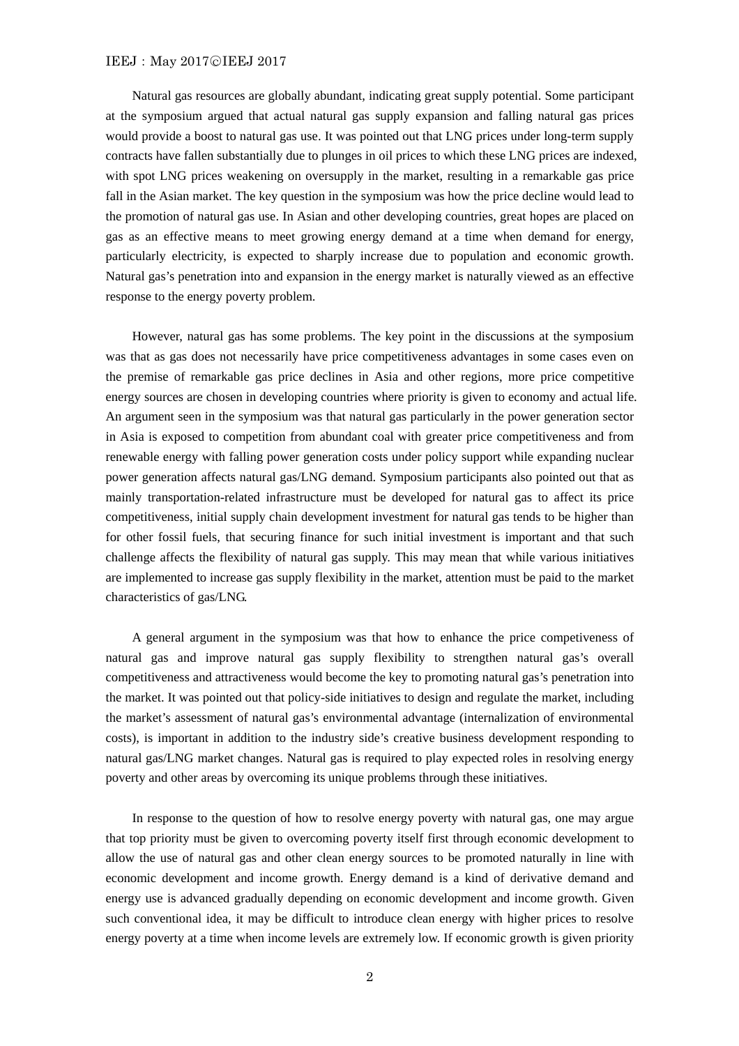Natural gas resources are globally abundant, indicating great supply potential. Some participant at the symposium argued that actual natural gas supply expansion and falling natural gas prices would provide a boost to natural gas use. It was pointed out that LNG prices under long-term supply contracts have fallen substantially due to plunges in oil prices to which these LNG prices are indexed, with spot LNG prices weakening on oversupply in the market, resulting in a remarkable gas price fall in the Asian market. The key question in the symposium was how the price decline would lead to the promotion of natural gas use. In Asian and other developing countries, great hopes are placed on gas as an effective means to meet growing energy demand at a time when demand for energy, particularly electricity, is expected to sharply increase due to population and economic growth. Natural gas's penetration into and expansion in the energy market is naturally viewed as an effective response to the energy poverty problem.

However, natural gas has some problems. The key point in the discussions at the symposium was that as gas does not necessarily have price competitiveness advantages in some cases even on the premise of remarkable gas price declines in Asia and other regions, more price competitive energy sources are chosen in developing countries where priority is given to economy and actual life. An argument seen in the symposium was that natural gas particularly in the power generation sector in Asia is exposed to competition from abundant coal with greater price competitiveness and from renewable energy with falling power generation costs under policy support while expanding nuclear power generation affects natural gas/LNG demand. Symposium participants also pointed out that as mainly transportation-related infrastructure must be developed for natural gas to affect its price competitiveness, initial supply chain development investment for natural gas tends to be higher than for other fossil fuels, that securing finance for such initial investment is important and that such challenge affects the flexibility of natural gas supply. This may mean that while various initiatives are implemented to increase gas supply flexibility in the market, attention must be paid to the market characteristics of gas/LNG.

A general argument in the symposium was that how to enhance the price competeviness of natural gas and improve natural gas supply flexibility to strengthen natural gas's overall competitiveness and attractiveness would become the key to promoting natural gas's penetration into the market. It was pointed out that policy-side initiatives to design and regulate the market, including the market's assessment of natural gas's environmental advantage (internalization of environmental costs), is important in addition to the industry side's creative business development responding to natural gas/LNG market changes. Natural gas is required to play expected roles in resolving energy poverty and other areas by overcoming its unique problems through these initiatives.

In response to the question of how to resolve energy poverty with natural gas, one may argue that top priority must be given to overcoming poverty itself first through economic development to allow the use of natural gas and other clean energy sources to be promoted naturally in line with economic development and income growth. Energy demand is a kind of derivative demand and energy use is advanced gradually depending on economic development and income growth. Given such conventional idea, it may be difficult to introduce clean energy with higher prices to resolve energy poverty at a time when income levels are extremely low. If economic growth is given priority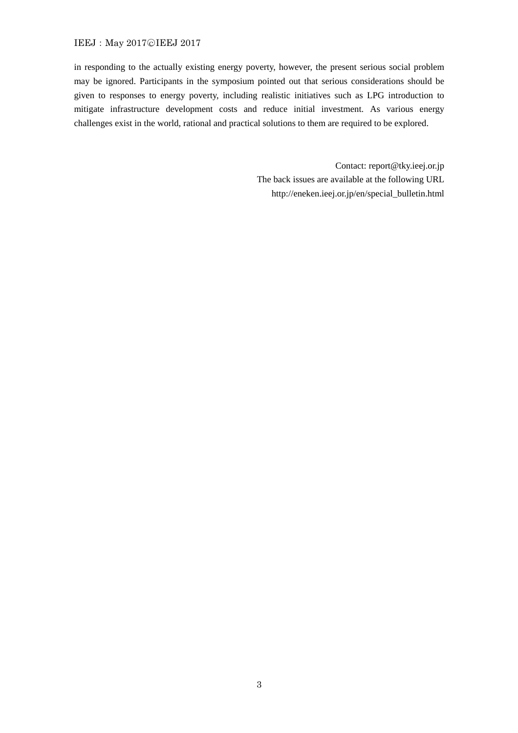in responding to the actually existing energy poverty, however, the present serious social problem may be ignored. Participants in the symposium pointed out that serious considerations should be given to responses to energy poverty, including realistic initiatives such as LPG introduction to mitigate infrastructure development costs and reduce initial investment. As various energy challenges exist in the world, rational and practical solutions to them are required to be explored.

Contact: report@tky.ieej.or.jp
The back issues are available at the following URL
http://eneken.ieej.or.jp/en/special_bulletin.html